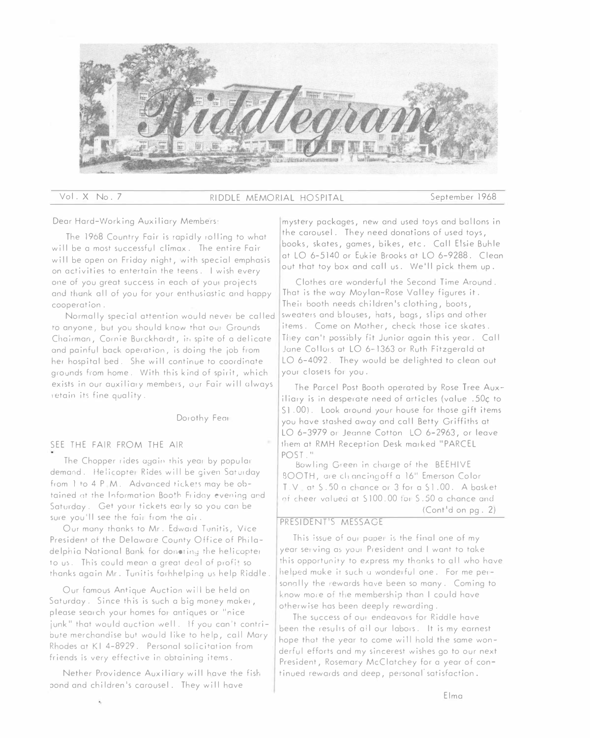# Riddlegram

Vol. X No. 7 | RIDDLE MEMORIAL HOSPITAL | September 1968

Dear Hard-Working Auxiliary Members:

The 1968 Country Fair is rapidly rolling to what will be a most successful climax. The entire Fair will be open on Friday night, with special emphasis on activities to entertain the teens. I wish every one of you great success in each of your projects and thank all of you for your enthusiastic and happy cooperation.

Normally special attention would never be called to anyone, but you should know that our Grounds Chairman, Cornie Burckhardt, in spite of a delicate and painful back operation, is doing the job from her hospital bed. She will continue to coordinate grounds from home. With this kind of spirit, which exists in our auxiliary members, our Fair will always retain its fine quality.

Dorothy Fear

## SEE THE FAIR FROM THE AIR

The Chopper rides again this year by popular demand. Helicopter Rides will be given Saturday from 1 to 4 P.M. Advanced tickets may be obtained at the Information Booth Friday evening and Saturday. Get your tickets early so you can be sure you'll see the fair from the air.

Our many thanks to Mr. Edward Tunitis, Vice President of the Delaware County Office of Philadelphia National Bank for donating the helicopter to us. This could mean a great deal of profit so thanks again Mr. Tunitis forhhelping us help Riddle.

Our famous Antique Auction will be held on Saturday. Since this is such a big money maker, please search your homes for antiques or "nice junk" that would auction well. If you can't contribute merchandise but would like to help, call Mary Rhodes at KI 4-8929. Personal solicitation from friends is very effective in obtaining items.

Nether Providence Auxiliary will have the fish pond and children's carousel. They will have mystery packages, new and used toys and ballons in the carousel. They need donations of used toys, books, skates, games, bikes, etc. Call Elsie Buhle at LO 6-5140 or Eukie Brooks at LO 6-9288. Clean out that toy box and call us. We'll pick them up.

Clothes are wonderful the Second Time Around. That is the way Moylan-Rose Valley figures it. Their booth needs children's clothing, boots, sweaters and blouses, hats, bags, slips and other items. Come on Mother, check those ice skates. They can't possibly fit Junior again this year. Call Jane Collors at LO 6-1363 or Ruth Fitzgerald at LO 6-4092. They would be delighted to clean out your closets for you.

The Parcel Post Booth operated by Rose Tree Auxiliary is in desperate need of articles (value .50¢ to $1.00). Look around your house for those gift items you have stashed away and call Betty Griffiths at LO 6-3979 or Jeanne Cotton LO 6-2963, or leave them at RMH Reception Desk marked "PARCEL POST."

Bowling Green in charge of the BEEHIVE BOOTH, are chancingoff a 16" Emerson Color T.V. at $.50 a chance or 3 for a $1.00. A basket of cheer valued at $100.00 for $.50 a chance and

(Cont'd on pg. 2)

## PRESIDENT'S MESSAGE

This issue of our paper is the final one of my year serving as your President and I want to take this opportunity to express my thanks to all who have helped make it such a wonderful one. For me personally the rewards have been so many. Coming to know more of the membership than I could have otherwise has been deeply rewarding.

The success of our endeavors for Riddle have been the results of all our labors. It is my earnest hope that the year to come will hold the same wonderful efforts and my sincerest wishes go to our next President, Rosemary McClatchey for a year of continued rewards and deep, personal satisfaction.

Elma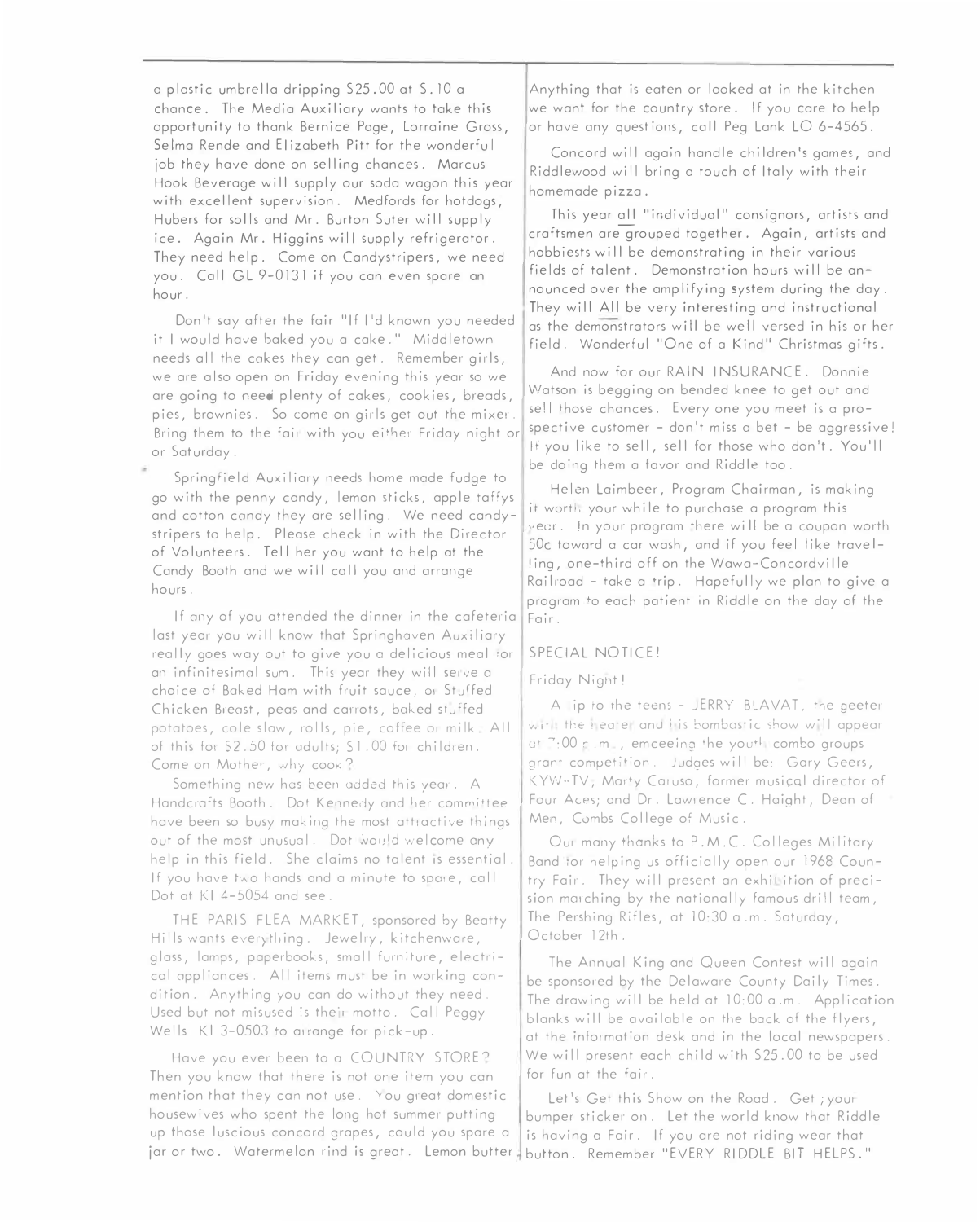a plastic umbrella dripping $25.00 at $.10 a chance. The Media Auxiliary wants to take this opportunity to thank Bernice Page, Lorraine Gross, Selma Rende and Elizabeth Pitt for the wonderful job they have done on selling chances. Marcus Hook Beverage will supply our soda wagon this year with excellent supervision. Medfords for hotdogs, Hubers for solls and Mr. Burton Suter will supply ice. Again Mr. Higgins will supply refrigerator. They need help. Come on Candystripers, we need you. Call GL 9-0131 if you can even spare an hour.

Don't say after the fair "If I'd known you needed it I would have baked you a cake." Middletown needs all the cakes they can get. Remember girls, we are also open on Friday evening this year so we are going to need plenty of cakes, cookies, breads, pies, brownies. So come on girls get out the mixer. Bring them to the fair with you either Friday night or or Saturday.

Springfield Auxiliary needs home made fudge to go with the penny candy, lemon sticks, apple taffys and cotton candy they are selling. We need candy-stripers to help. Please check in with the Director of Volunteers. Tell her you want to help at the Candy Booth and we will call you and arrange hours.

If any of you attended the dinner in the cafeteria last year you will know that Springhaven Auxiliary really goes way out to give you a delicious meal for an infinitesimal sum. This year they will serve a choice of Baked Ham with fruit sauce, or Stuffed Chicken Breast, peas and carrots, baked stuffed potatoes, cole slaw, rolls, pie, coffee or milk. All of this for $2.50 for adults; $1.00 for children. Come on Mother, why cook?

Something new has been added this year. A Handcrafts Booth. Dot Kennedy and her committee have been so busy making the most attractive things out of the most unusual. Dot would welcome any help in this field. She claims no talent is essential. If you have two hands and a minute to spare, call Dot at KI 4-5054 and see.

THE PARIS FLEA MARKET, sponsored by Beatty Hills wants everything. Jewelry, kitchenware, glass, lamps, paperbooks, small furniture, electrical appliances. All items must be in working condition. Anything you can do without they need. Used but not misused is their motto. Call Peggy Wells KI 3-0503 to arrange for pick-up.

Have you ever been to a COUNTRY STORE? Then you know that there is not one item you can mention that they can not use. You great domestic housewives who spent the long hot summer putting up those luscious concord grapes, could you spare a jar or two. Watermelon rind is great. Lemon butter. Anything that is eaten or looked at in the kitchen we want for the country store. If you care to help or have any questions, call Peg Lank LO 6-4565.

Concord will again handle children's games, and Riddlewood will bring a touch of Italy with their homemade pizza.

This year all "individual" consignors, artists and craftsmen are grouped together. Again, artists and hobbiests will be demonstrating in their various fields of talent. Demonstration hours will be announced over the amplifying system during the day. They will All be very interesting and instructional as the demonstrators will be well versed in his or her field. Wonderful "One of a Kind" Christmas gifts.

And now for our RAIN INSURANCE. Donnie Watson is begging on bended knee to get out and sell those chances. Every one you meet is a prospective customer - don't miss a bet - be aggressive! If you like to sell, sell for those who don't. You'll be doing them a favor and Riddle too.

Helen Laimbeer, Program Chairman, is making it worth your while to purchase a program this year. In your program there will be a coupon worth 50c toward a car wash, and if you feel like travelling, one-third off on the Wawa-Concordville Railroad - take a trip. Hopefully we plan to give a program to each patient in Riddle on the day of the Fair.

SPECIAL NOTICE!

Friday Night!

A tip to the teens - JERRY BLAVAT, the geeter with the heater and his bombastic show will appear at 7:00 p.m., emceeing the youth combo groups grant competition. Judges will be: Gary Geers, KYW-TV; Marty Caruso, former musical director of Four Aces; and Dr. Lawrence C. Haight, Dean of Men, Combs College of Music.

Our many thanks to P.M.C. Colleges Military Band for helping us officially open our 1968 Country Fair. They will present an exhibition of precision marching by the nationally famous drill team, The Pershing Rifles, at 10:30 a.m. Saturday, October 12th.

The Annual King and Queen Contest will again be sponsored by the Delaware County Daily Times. The drawing will be held at 10:00 a.m. Application blanks will be available on the back of the flyers, at the information desk and in the local newspapers. We will present each child with $25.00 to be used for fun at the fair.

Let's Get this Show on the Road. Get your bumper sticker on. Let the world know that Riddle is having a Fair. If you are not riding wear that button. Remember "EVERY RIDDLE BIT HELPS."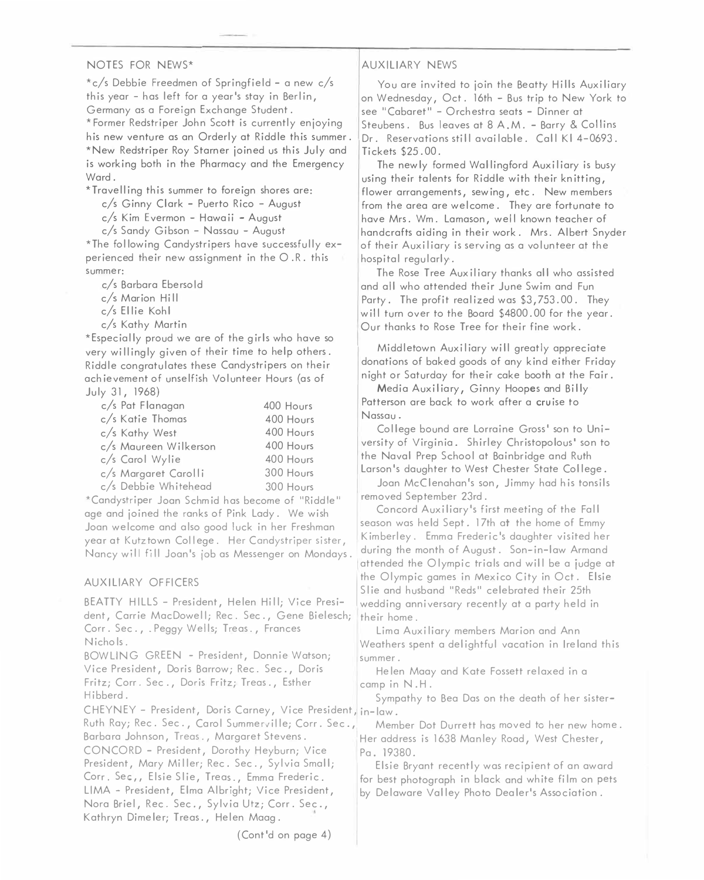## NOTES FOR NEWS*

*c/s Debbie Freedmen of Springfield - a new c/s this year - has left for a year's stay in Berlin, Germany as a Foreign Exchange Student.

*Former Redstriper John Scott is currently enjoying his new venture as an Orderly at Riddle this summer.

*New Redstriper Roy Starner joined us this July and is working both in the Pharmacy and the Emergency Ward.

*Travelling this summer to foreign shores are:

- c/s Ginny Clark - Puerto Rico - August
- c/s Kim Evermon - Hawaii - August
- c/s Sandy Gibson - Nassau - August

*The following Candystripers have successfully experienced their new assignment in the O.R. this summer:

- c/s Barbara Ebersold
- c/s Marion Hill
- c/s Ellie Kohl
- c/s Kathy Martin

*Especially proud we are of the girls who have so very willingly given of their time to help others. Riddle congratulates these Candystripers on their achievement of unselfish Volunteer Hours (as of July 31, 1968)

| | |
|---|---|
| c/s Pat Flanagan | 400 Hours |
| c/s Katie Thomas | 400 Hours |
| c/s Kathy West | 400 Hours |
| c/s Maureen Wilkerson | 400 Hours |
| c/s Carol Wylie | 400 Hours |
| c/s Margaret Carolli | 300 Hours |
| c/s Debbie Whitehead | 300 Hours |

*Candystriper Joan Schmid has become of "Riddle" age and joined the ranks of Pink Lady. We wish Joan welcome and also good luck in her Freshman year at Kutztown College. Her Candystriper sister, Nancy will fill Joan's job as Messenger on Mondays.

## AUXILIARY OFFICERS

BEATTY HILLS - President, Helen Hill; Vice President, Carrie MacDowell; Rec. Sec., Gene Bielesch; Corr. Sec., .Peggy Wells; Treas., Frances Nichols.

BOWLING GREEN - President, Donnie Watson; Vice President, Doris Barrow; Rec. Sec., Doris Fritz; Corr. Sec., Doris Fritz; Treas., Esther Hibberd.

CHEYNEY - President, Doris Carney, Vice President, Ruth Ray; Rec. Sec., Carol Summerville; Corr. Sec., Barbara Johnson, Treas., Margaret Stevens.

CONCORD - President, Dorothy Heyburn; Vice President, Mary Miller; Rec. Sec., Sylvia Small; Corr. Sec,, Elsie Slie, Treas., Emma Frederic.

LIMA - President, Elma Albright; Vice President, Nora Briel, Rec. Sec., Sylvia Utz; Corr. Sec., Kathryn Dimeler; Treas., Helen Maag.

(Cont'd on page 4)

## AUXILIARY NEWS

You are invited to join the Beatty Hills Auxiliary on Wednesday, Oct. 16th - Bus trip to New York to see "Cabaret" - Orchestra seats - Dinner at Steubens. Bus leaves at 8 A.M. - Barry & Collins Dr. Reservations still available. Call KI 4-0693. Tickets $25.00.

The newly formed Wallingford Auxiliary is busy using their talents for Riddle with their knitting, flower arrangements, sewing, etc. New members from the area are welcome. They are fortunate to have Mrs. Wm. Lamason, well known teacher of handcrafts aiding in their work. Mrs. Albert Snyder of their Auxiliary is serving as a volunteer at the hospital regularly.

The Rose Tree Auxiliary thanks all who assisted and all who attended their June Swim and Fun Party. The profit realized was $3,753.00. They will turn over to the Board $4800.00 for the year. Our thanks to Rose Tree for their fine work.

Middletown Auxiliary will greatly appreciate donations of baked goods of any kind either Friday night or Saturday for their cake booth at the Fair.

Media Auxiliary, Ginny Hoopes and Billy Patterson are back to work after a cruise to Nassau.

College bound are Lorraine Gross' son to University of Virginia. Shirley Christopolous' son to the Naval Prep School at Bainbridge and Ruth Larson's daughter to West Chester State College.

Joan McClenahan's son, Jimmy had his tonsils removed September 23rd.

Concord Auxiliary's first meeting of the Fall season was held Sept. 17th at the home of Emmy Kimberley. Emma Frederic's daughter visited her during the month of August. Son-in-law Armand attended the Olympic trials and will be a judge at the Olympic games in Mexico City in Oct. Elsie Slie and husband "Reds" celebrated their 25th wedding anniversary recently at a party held in their home.

Lima Auxiliary members Marion and Ann Weathers spent a delightful vacation in Ireland this summer.

Helen Maay and Kate Fossett relaxed in a camp in N.H.

Sympathy to Bea Das on the death of her sister-in-law.

Member Dot Durrett has moved to her new home. Her address is 1638 Manley Road, West Chester, Pa. 19380.

Elsie Bryant recently was recipient of an award for best photograph in black and white film on pets by Delaware Valley Photo Dealer's Association.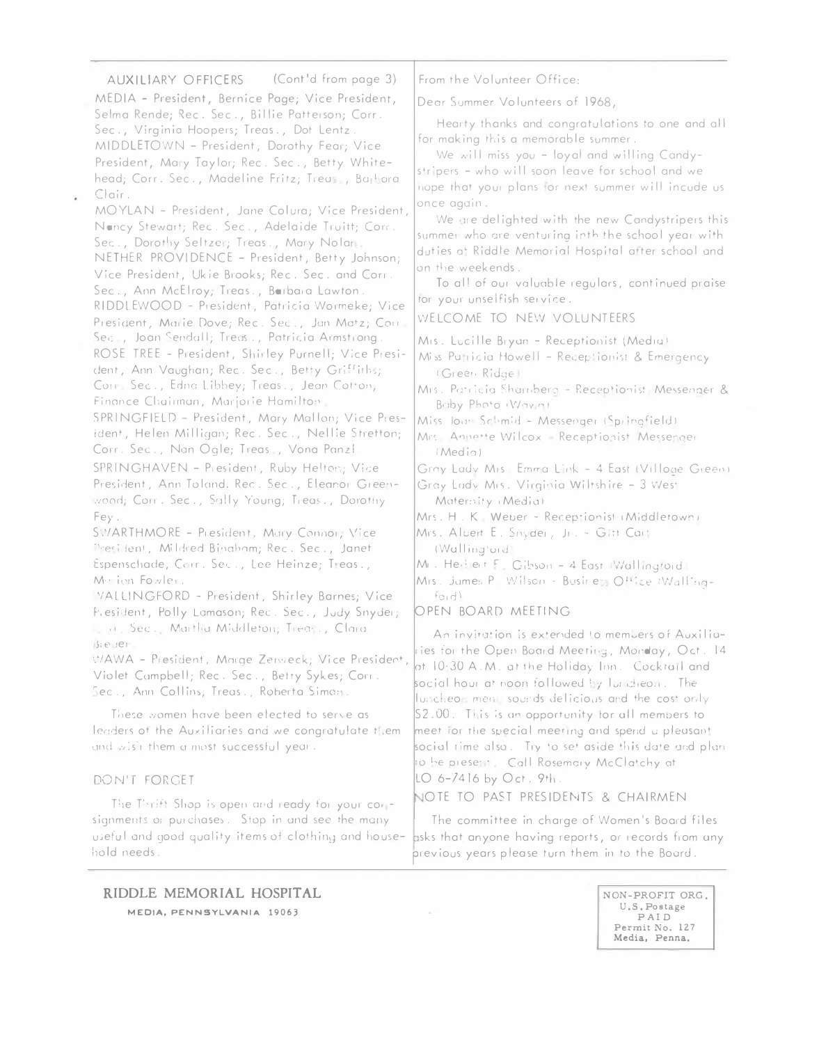AUXILIARY OFFICERS (Cont'd from page 3)

MEDIA - President, Bernice Page; Vice President, Selma Rende; Rec. Sec., Billie Patterson; Corr. Sec., Virginia Hoopers; Treas., Dot Lentz.

MIDDLETOWN - President, Dorothy Fear; Vice President, Mary Taylor; Rec. Sec., Betty Whitehead; Corr. Sec., Madeline Fritz; Treas., Barbara Clair.

MOYLAN - President, Jane Colura; Vice President, Nancy Stewart; Rec. Sec., Adelaide Truitt; Corr. Sec., Dorothy Seltzer; Treas., Mary Nolan.

NETHER PROVIDENCE - President, Betty Johnson; Vice President, Ukie Brooks; Rec. Sec. and Corr. Sec., Ann McElroy; Treas., Barbara Lawton.

RIDDLEWOOD - President, Patricia Wormeke; Vice President, Marie Dove; Rec. Sec., Jan Matz; Corr. Sec., Joan Sendall; Treas., Patricia Armstrong.

ROSE TREE - President, Shirley Purnell; Vice President, Ann Vaughan; Rec. Sec., Betty Griffiths; Corr. Sec., Edna Libbey; Treas., Jean Cotton; Finance Chairman, Marjorie Hamilton.

SPRINGFIELD - President, Mary Mallon; Vice President, Helen Milligan; Rec. Sec., Nellie Stretton; Corr. Sec., Nan Ogle; Treas., Vona Panzl.

SPRINGHAVEN - President, Ruby Helton; Vice President, Ann Toland. Rec. Sec., Eleanor Greenwood; Corr. Sec., Sally Young; Treas., Dorothy Fey.

SWARTHMORE - President, Mary Connor; Vice President, Mildred Bingham; Rec. Sec., Janet Espenschade; Corr. Sec., Lee Heinze; Treas., Marion Fowler.

WALLINGFORD - President, Shirley Barnes; Vice President, Polly Lamason; Rec. Sec., Judy Snyder; Corr. Sec., Martha Middleton; Treas., Clara Bieuer.

WAWA - President, Marge Zerweck; Vice President, Violet Campbell; Rec. Sec., Betty Sykes; Corr. Sec., Ann Collins; Treas., Roberta Simon.

These women have been elected to serve as leaders of the Auxiliaries and we congratulate them and wish them a most successful year.

DON'T FORGET

The Thrift Shop is open and ready for your consignments or purchases. Stop in and see the many useful and good quality items of clothing and household needs.

From the Volunteer Office:

Dear Summer Volunteers of 1968,

Hearty thanks and congratulations to one and all for making this a memorable summer.

We will miss you - loyal and willing Candystripers - who will soon leave for school and we hope that your plans for next summer will incude us once again.

We are delighted with the new Candystripers this summer who are venturing inth the school year with duties at Riddle Memorial Hospital after school and on the weekends.

To all of our valuable regulars, continued praise for your unselfish service.

WELCOME TO NEW VOLUNTEERS

Mrs. Lucille Bryan - Receptionist (Media)
Miss Patricia Howell - Receptionist & Emergency (Green Ridge)
Mrs. Patricia Sharnberg - Receptionist, Messenger & Baby Photo (Wawa)
Miss Joan Schmid - Messenger (Springfield)
Mrs. Annette Wilcox - Receptionist, Messenger (Media)
Gray Lady Mrs. Emma Link - 4 East (Village Green)
Gray Lady Mrs. Virginia Wiltshire - 3 West Maternity (Media)
Mrs. H. K. Weber - Receptionist (Middletown)
Mrs. Albert E. Snyder, Jr. - Gift Cart (Wallingford)
Mr. Herbert F. Gibson - 4 East (Wallingford)
Mrs. James P. Wilson - Business Office (Wallingford)

OPEN BOARD MEETING

An invitation is extended to members of Auxiliaries for the Open Board Meeting, Monday, Oct. 14 at 10:30 A.M. at the Holiday Inn. Cocktail and social hour at noon followed by luncheon. The luncheon menu sounds delicious and the cost only $2.00. This is an opportunity for all members to meet for the special meeting and spend a pleasant social time also. Try to set aside this date and plan to be present. Call Rosemary McClatchy at LO 6-7416 by Oct. 9th.

NOTE TO PAST PRESIDENTS & CHAIRMEN

The committee in charge of Women's Board files asks that anyone having reports, or records from any previous years please turn them in to the Board.

**RIDDLE MEMORIAL HOSPITAL**
MEDIA, PENNSYLVANIA 19063

NON-PROFIT ORG.
U.S. Postage
PAID
Permit No. 127
Media, Penna.